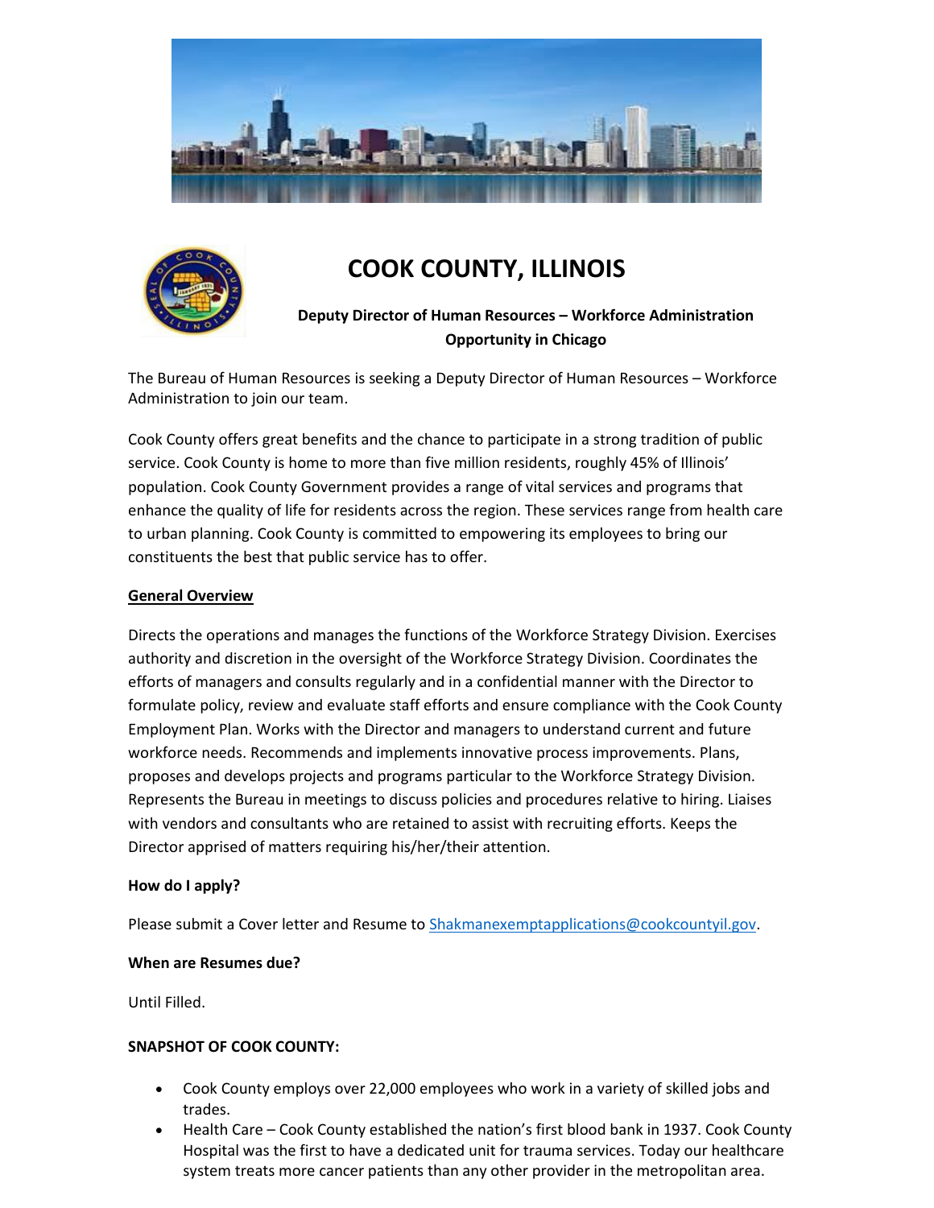# COOK COUNTY, ILLINOIS

**Deputy Director of Human Resources – Workforce Administration Opportunity in Chicago**

The Bureau of Human Resources is seeking a Deputy Director of Human Resources – Workforce Administration to join our team.

Cook County offers great benefits and the chance to participate in a strong tradition of public service. Cook County is home to more than five million residents, roughly 45% of Illinois' population. Cook County Government provides a range of vital services and programs that enhance the quality of life for residents across the region. These services range from health care to urban planning. Cook County is committed to empowering its employees to bring our constituents the best that public service has to offer.

**General Overview**

Directs the operations and manages the functions of the Workforce Strategy Division. Exercises authority and discretion in the oversight of the Workforce Strategy Division. Coordinates the efforts of managers and consults regularly and in a confidential manner with the Director to formulate policy, review and evaluate staff efforts and ensure compliance with the Cook County Employment Plan. Works with the Director and managers to understand current and future workforce needs. Recommends and implements innovative process improvements. Plans, proposes and develops projects and programs particular to the Workforce Strategy Division. Represents the Bureau in meetings to discuss policies and procedures relative to hiring. Liaises with vendors and consultants who are retained to assist with recruiting efforts. Keeps the Director apprised of matters requiring his/her/their attention.

**How do I apply?**

Please submit a Cover letter and Resume to Shakmanexemptapplications@cookcountyil.gov.

**When are Resumes due?**

Until Filled.

**SNAPSHOT OF COOK COUNTY:**

- Cook County employs over 22,000 employees who work in a variety of skilled jobs and trades.
- Health Care – Cook County established the nation's first blood bank in 1937. Cook County Hospital was the first to have a dedicated unit for trauma services. Today our healthcare system treats more cancer patients than any other provider in the metropolitan area.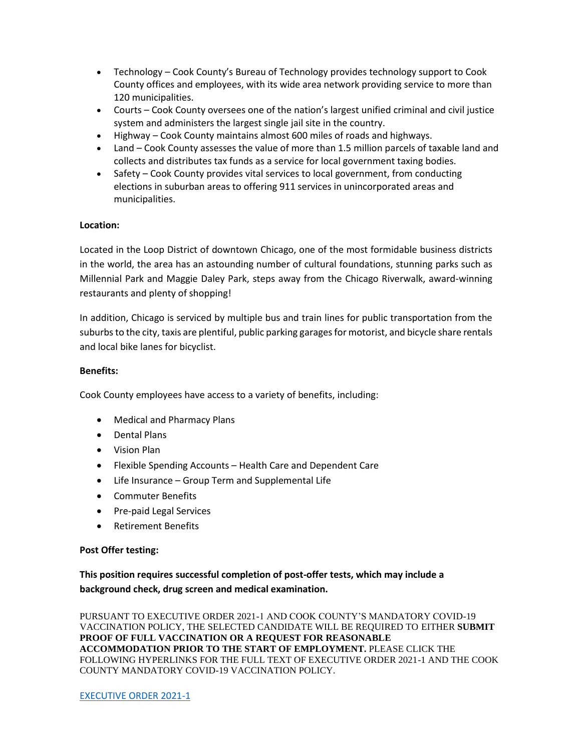- Technology – Cook County's Bureau of Technology provides technology support to Cook County offices and employees, with its wide area network providing service to more than 120 municipalities.
- Courts – Cook County oversees one of the nation's largest unified criminal and civil justice system and administers the largest single jail site in the country.
- Highway – Cook County maintains almost 600 miles of roads and highways.
- Land – Cook County assesses the value of more than 1.5 million parcels of taxable land and collects and distributes tax funds as a service for local government taxing bodies.
- Safety – Cook County provides vital services to local government, from conducting elections in suburban areas to offering 911 services in unincorporated areas and municipalities.

**Location:**

Located in the Loop District of downtown Chicago, one of the most formidable business districts in the world, the area has an astounding number of cultural foundations, stunning parks such as Millennial Park and Maggie Daley Park, steps away from the Chicago Riverwalk, award-winning restaurants and plenty of shopping!

In addition, Chicago is serviced by multiple bus and train lines for public transportation from the suburbs to the city, taxis are plentiful, public parking garages for motorist, and bicycle share rentals and local bike lanes for bicyclist.

**Benefits:**

Cook County employees have access to a variety of benefits, including:

- Medical and Pharmacy Plans
- Dental Plans
- Vision Plan
- Flexible Spending Accounts – Health Care and Dependent Care
- Life Insurance – Group Term and Supplemental Life
- Commuter Benefits
- Pre-paid Legal Services
- Retirement Benefits

**Post Offer testing:**

**This position requires successful completion of post-offer tests, which may include a background check, drug screen and medical examination.**

PURSUANT TO EXECUTIVE ORDER 2021-1 AND COOK COUNTY'S MANDATORY COVID-19 VACCINATION POLICY, THE SELECTED CANDIDATE WILL BE REQUIRED TO EITHER **SUBMIT PROOF OF FULL VACCINATION OR A REQUEST FOR REASONABLE ACCOMMODATION PRIOR TO THE START OF EMPLOYMENT.** PLEASE CLICK THE FOLLOWING HYPERLINKS FOR THE FULL TEXT OF EXECUTIVE ORDER 2021-1 AND THE COOK COUNTY MANDATORY COVID-19 VACCINATION POLICY.

EXECUTIVE ORDER 2021-1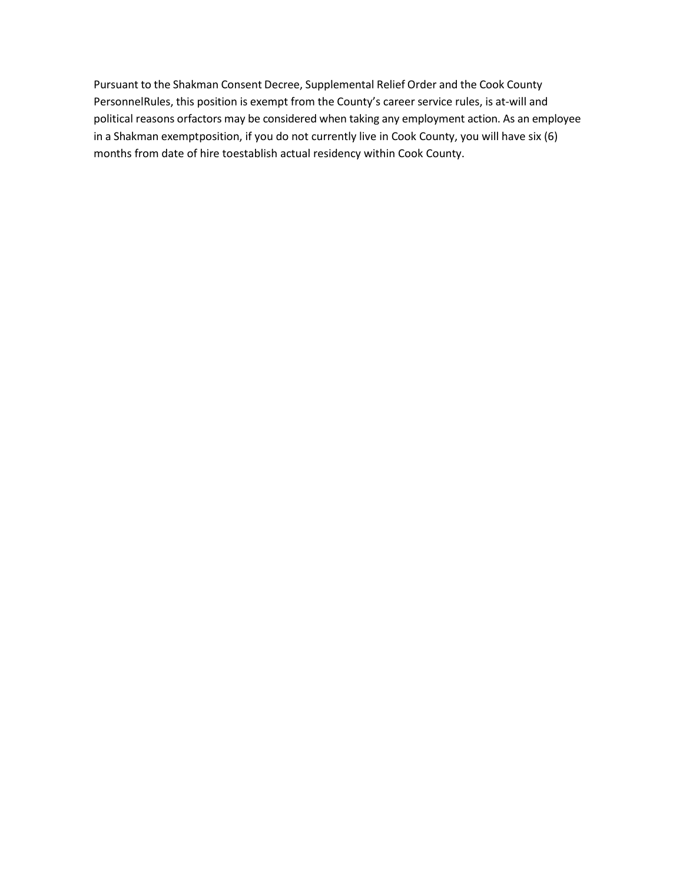Pursuant to the Shakman Consent Decree, Supplemental Relief Order and the Cook County PersonnelRules, this position is exempt from the County's career service rules, is at-will and political reasons orfactors may be considered when taking any employment action. As an employee in a Shakman exemptposition, if you do not currently live in Cook County, you will have six (6) months from date of hire toestablish actual residency within Cook County.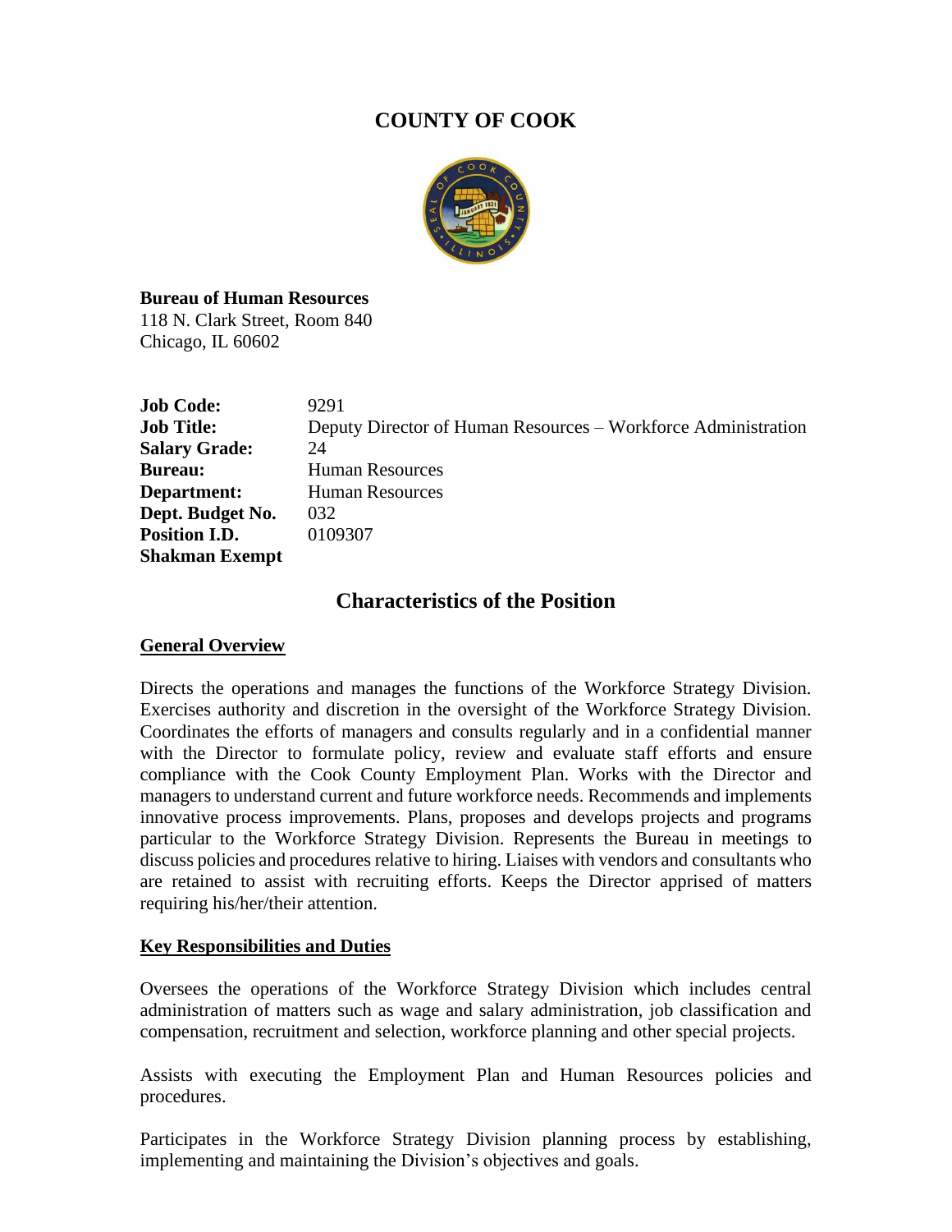# COUNTY OF COOK

**Bureau of Human Resources**
118 N. Clark Street, Room 840
Chicago, IL 60602

| | |
|---|---|
| **Job Code:** | 9291 |
| **Job Title:** | Deputy Director of Human Resources – Workforce Administration |
| **Salary Grade:** | 24 |
| **Bureau:** | Human Resources |
| **Department:** | Human Resources |
| **Dept. Budget No.** | 032 |
| **Position I.D.** | 0109307 |
| **Shakman Exempt** | |

## Characteristics of the Position

### General Overview

Directs the operations and manages the functions of the Workforce Strategy Division. Exercises authority and discretion in the oversight of the Workforce Strategy Division. Coordinates the efforts of managers and consults regularly and in a confidential manner with the Director to formulate policy, review and evaluate staff efforts and ensure compliance with the Cook County Employment Plan. Works with the Director and managers to understand current and future workforce needs. Recommends and implements innovative process improvements. Plans, proposes and develops projects and programs particular to the Workforce Strategy Division. Represents the Bureau in meetings to discuss policies and procedures relative to hiring. Liaises with vendors and consultants who are retained to assist with recruiting efforts. Keeps the Director apprised of matters requiring his/her/their attention.

### Key Responsibilities and Duties

Oversees the operations of the Workforce Strategy Division which includes central administration of matters such as wage and salary administration, job classification and compensation, recruitment and selection, workforce planning and other special projects.

Assists with executing the Employment Plan and Human Resources policies and procedures.

Participates in the Workforce Strategy Division planning process by establishing, implementing and maintaining the Division's objectives and goals.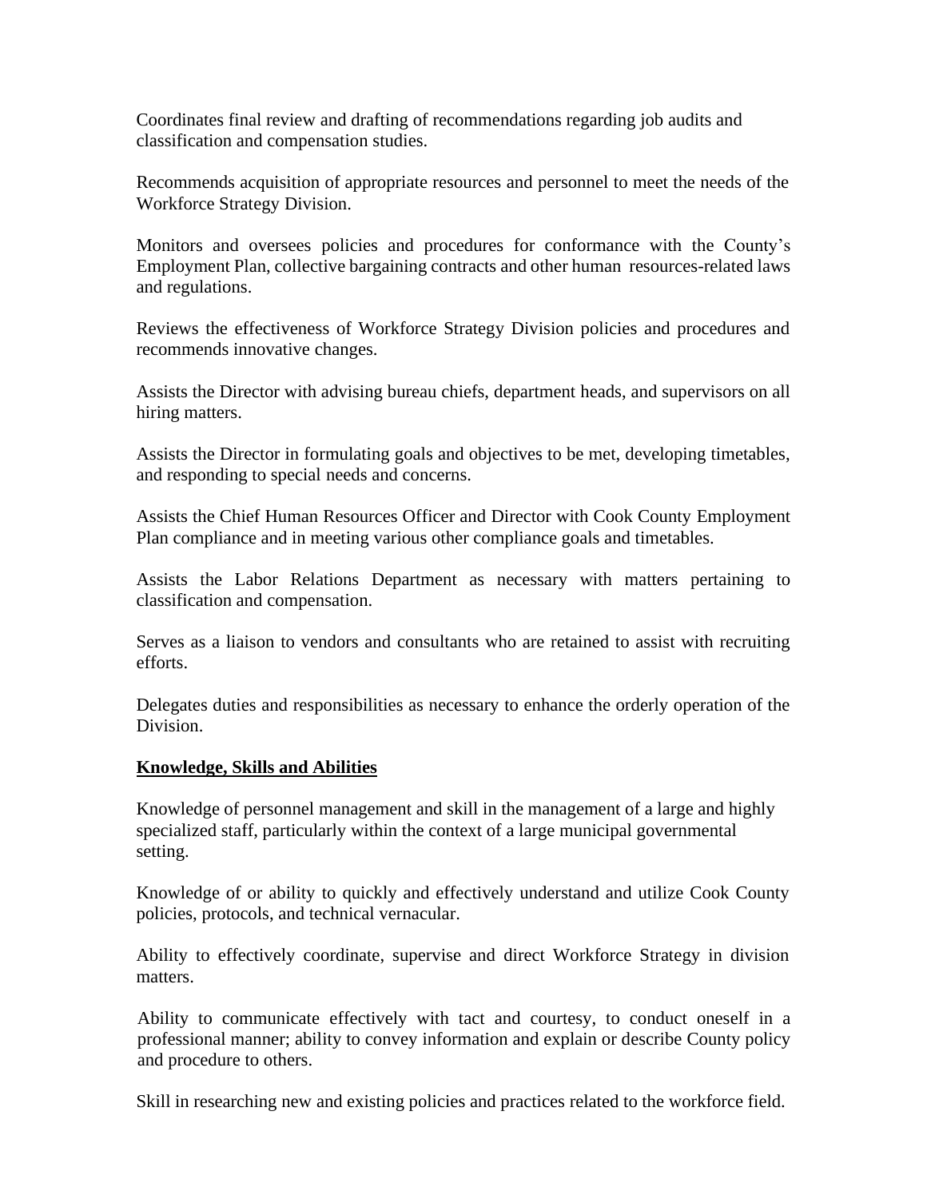Coordinates final review and drafting of recommendations regarding job audits and classification and compensation studies.

Recommends acquisition of appropriate resources and personnel to meet the needs of the Workforce Strategy Division.

Monitors and oversees policies and procedures for conformance with the County's Employment Plan, collective bargaining contracts and other human resources-related laws and regulations.

Reviews the effectiveness of Workforce Strategy Division policies and procedures and recommends innovative changes.

Assists the Director with advising bureau chiefs, department heads, and supervisors on all hiring matters.

Assists the Director in formulating goals and objectives to be met, developing timetables, and responding to special needs and concerns.

Assists the Chief Human Resources Officer and Director with Cook County Employment Plan compliance and in meeting various other compliance goals and timetables.

Assists the Labor Relations Department as necessary with matters pertaining to classification and compensation.

Serves as a liaison to vendors and consultants who are retained to assist with recruiting efforts.

Delegates duties and responsibilities as necessary to enhance the orderly operation of the Division.

**Knowledge, Skills and Abilities**

Knowledge of personnel management and skill in the management of a large and highly specialized staff, particularly within the context of a large municipal governmental setting.

Knowledge of or ability to quickly and effectively understand and utilize Cook County policies, protocols, and technical vernacular.

Ability to effectively coordinate, supervise and direct Workforce Strategy in division matters.

Ability to communicate effectively with tact and courtesy, to conduct oneself in a professional manner; ability to convey information and explain or describe County policy and procedure to others.

Skill in researching new and existing policies and practices related to the workforce field.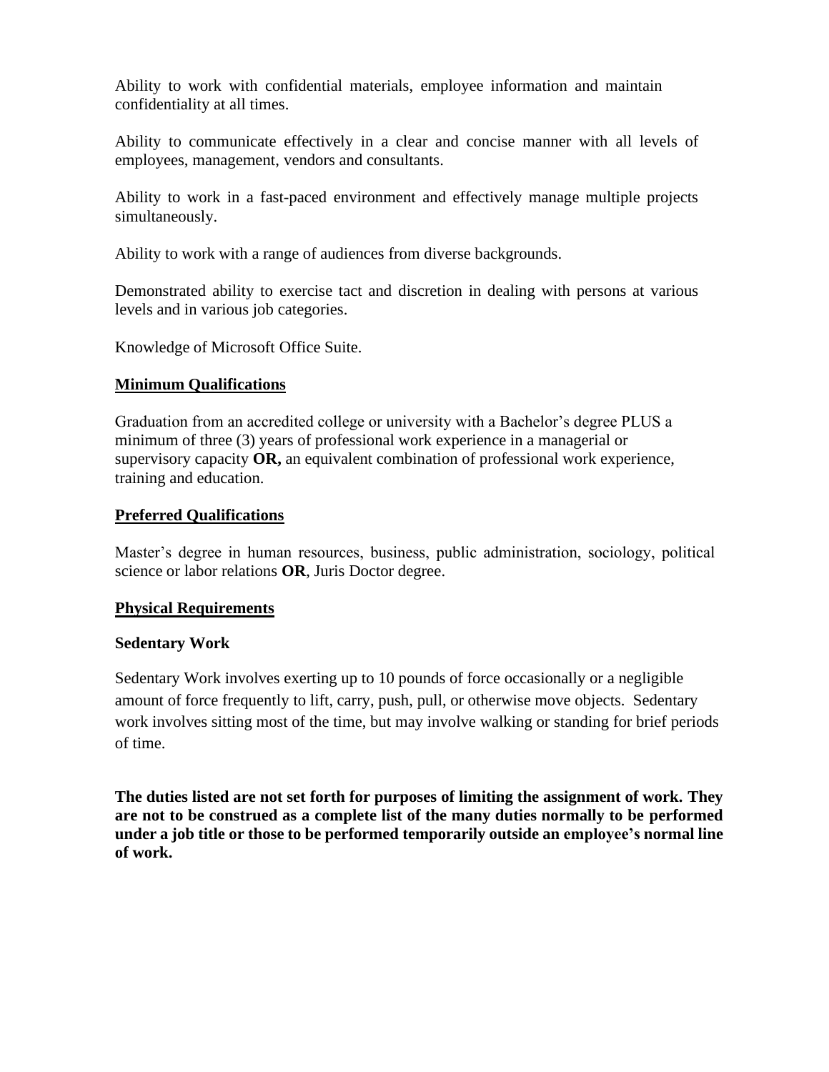Ability to work with confidential materials, employee information and maintain confidentiality at all times.

Ability to communicate effectively in a clear and concise manner with all levels of employees, management, vendors and consultants.

Ability to work in a fast-paced environment and effectively manage multiple projects simultaneously.

Ability to work with a range of audiences from diverse backgrounds.

Demonstrated ability to exercise tact and discretion in dealing with persons at various levels and in various job categories.

Knowledge of Microsoft Office Suite.

## Minimum Qualifications

Graduation from an accredited college or university with a Bachelor's degree PLUS a minimum of three (3) years of professional work experience in a managerial or supervisory capacity **OR,** an equivalent combination of professional work experience, training and education.

## Preferred Qualifications

Master's degree in human resources, business, public administration, sociology, political science or labor relations **OR**, Juris Doctor degree.

## Physical Requirements

### Sedentary Work

Sedentary Work involves exerting up to 10 pounds of force occasionally or a negligible amount of force frequently to lift, carry, push, pull, or otherwise move objects. Sedentary work involves sitting most of the time, but may involve walking or standing for brief periods of time.

**The duties listed are not set forth for purposes of limiting the assignment of work. They are not to be construed as a complete list of the many duties normally to be performed under a job title or those to be performed temporarily outside an employee's normal line of work.**